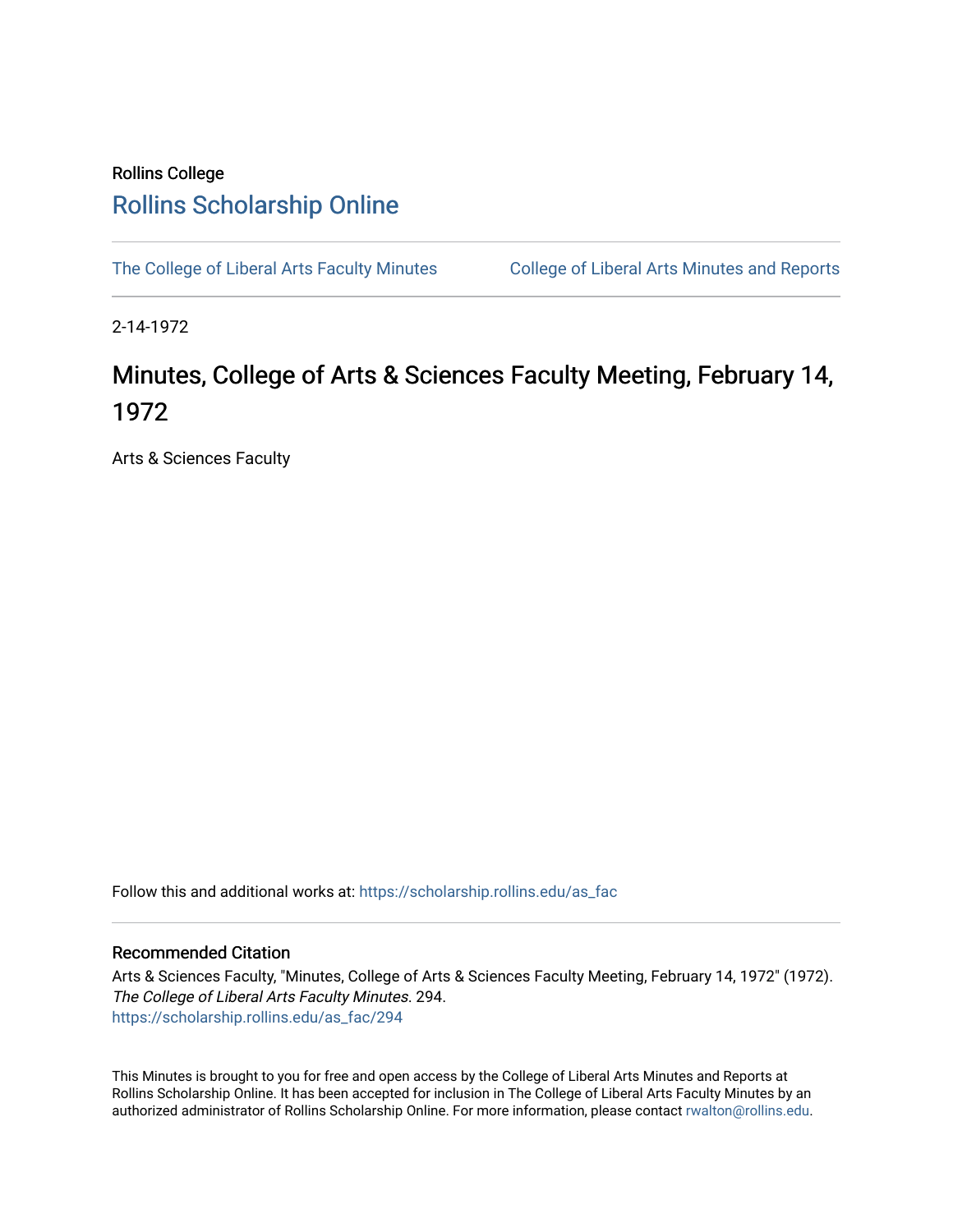Rollins College

# Rollins Scholarship Online

The College of Liberal Arts Faculty Minutes | College of Liberal Arts Minutes and Reports

2-14-1972

# Minutes, College of Arts & Sciences Faculty Meeting, February 14, 1972

Arts & Sciences Faculty

Follow this and additional works at: https://scholarship.rollins.edu/as_fac

## Recommended Citation

Arts & Sciences Faculty, "Minutes, College of Arts & Sciences Faculty Meeting, February 14, 1972" (1972). *The College of Liberal Arts Faculty Minutes*. 294.
https://scholarship.rollins.edu/as_fac/294

This Minutes is brought to you for free and open access by the College of Liberal Arts Minutes and Reports at Rollins Scholarship Online. It has been accepted for inclusion in The College of Liberal Arts Faculty Minutes by an authorized administrator of Rollins Scholarship Online. For more information, please contact rwalton@rollins.edu.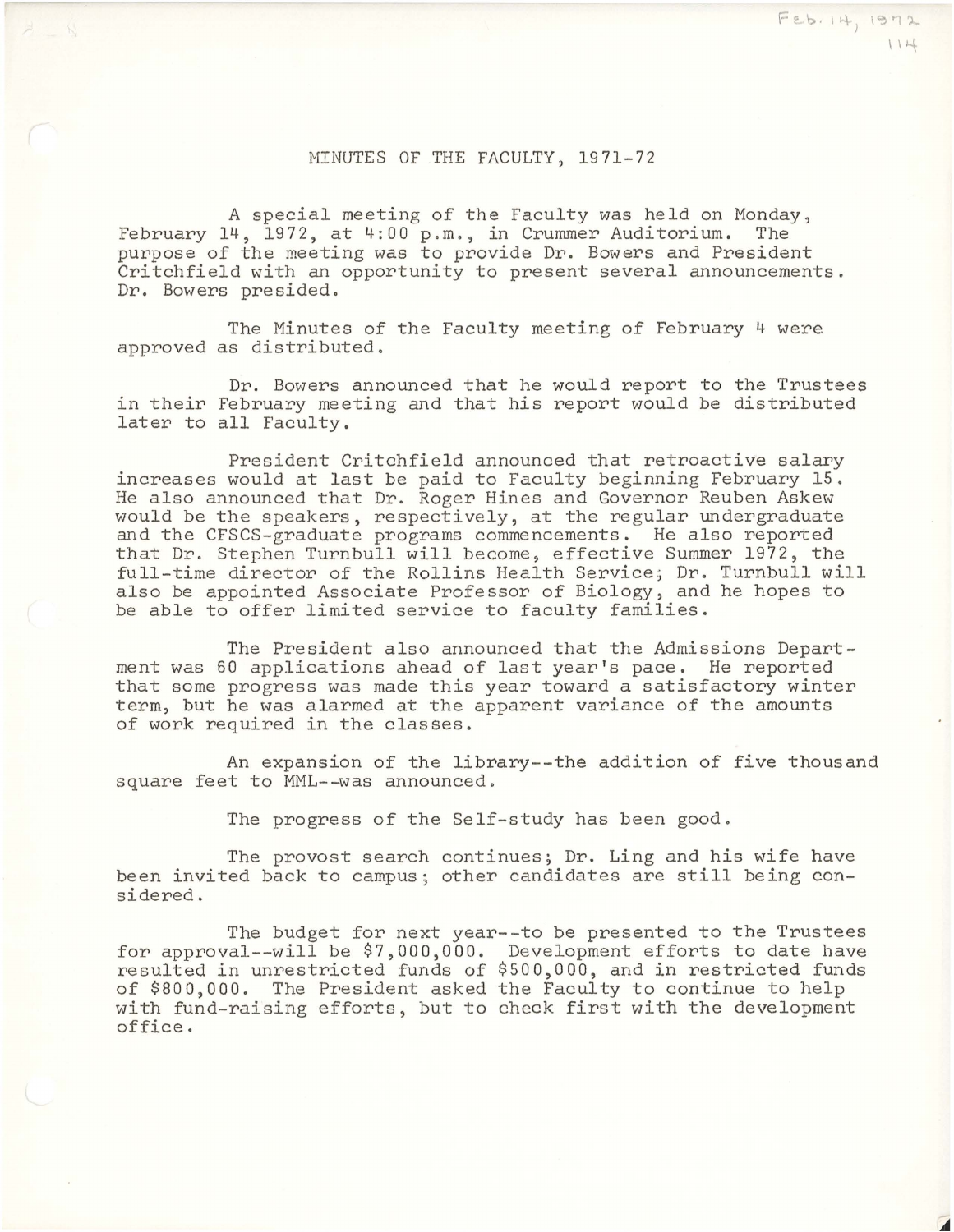# MINUTES OF THE FACULTY, 1971-72

A special meeting of the Faculty was held on Monday, February 14, 1972, at 4:00 p.m., in Crummer Auditorium. The purpose of the meeting was to provide Dr. Bowers and President Critchfield with an opportunity to present several announcements. Dr. Bowers presided.

The Minutes of the Faculty meeting of February 4 were approved as distributed.

Dr. Bowers announced that he would report to the Trustees in their February meeting and that his report would be distributed later to all Faculty.

President Critchfield announced that retroactive salary increases would at last be paid to Faculty beginning February 15. He also announced that Dr. Roger Hines and Governor Reuben Askew would be the speakers, respectively, at the regular undergraduate and the CFSCS-graduate programs commencements. He also reported that Dr. Stephen Turnbull will become, effective Summer 1972, the full-time director of the Rollins Health Service; Dr. Turnbull will also be appointed Associate Professor of Biology, and he hopes to be able to offer limited service to faculty families.

The President also announced that the Admissions Department was 60 applications ahead of last year's pace. He reported that some progress was made this year toward a satisfactory winter term, but he was alarmed at the apparent variance of the amounts of work required in the classes.

An expansion of the library--the addition of five thousand square feet to MML--was announced.

The progress of the Self-study has been good.

The provost search continues; Dr. Ling and his wife have been invited back to campus; other candidates are still being considered.

The budget for next year--to be presented to the Trustees for approval--will be $7,000,000. Development efforts to date have resulted in unrestricted funds of $500,000, and in restricted funds of $800,000. The President asked the Faculty to continue to help with fund-raising efforts, but to check first with the development office.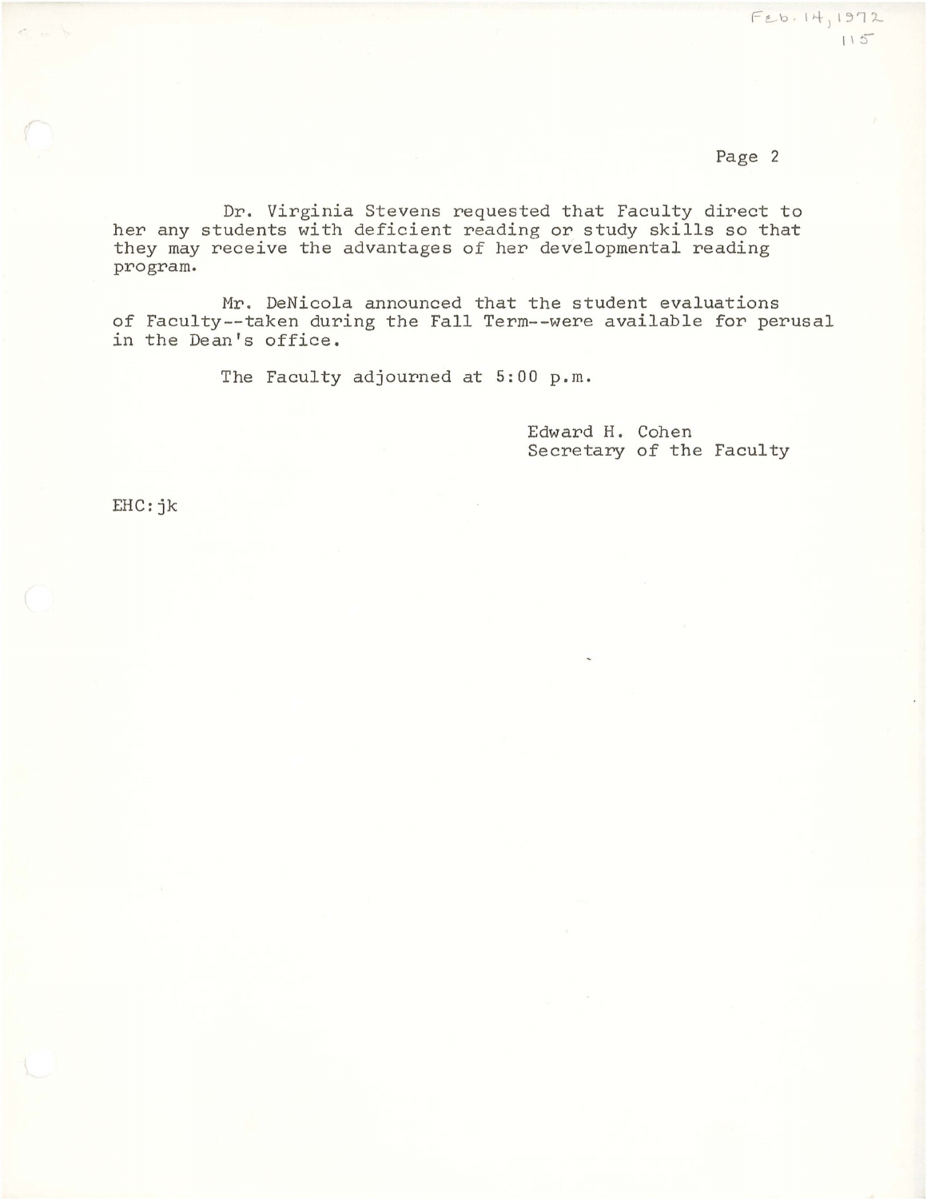Dr. Virginia Stevens requested that Faculty direct to her any students with deficient reading or study skills so that they may receive the advantages of her developmental reading program.

Mr. DeNicola announced that the student evaluations of Faculty--taken during the Fall Term--were available for perusal in the Dean's office.

The Faculty adjourned at 5:00 p.m.

Edward H. Cohen
Secretary of the Faculty

EHC:jk